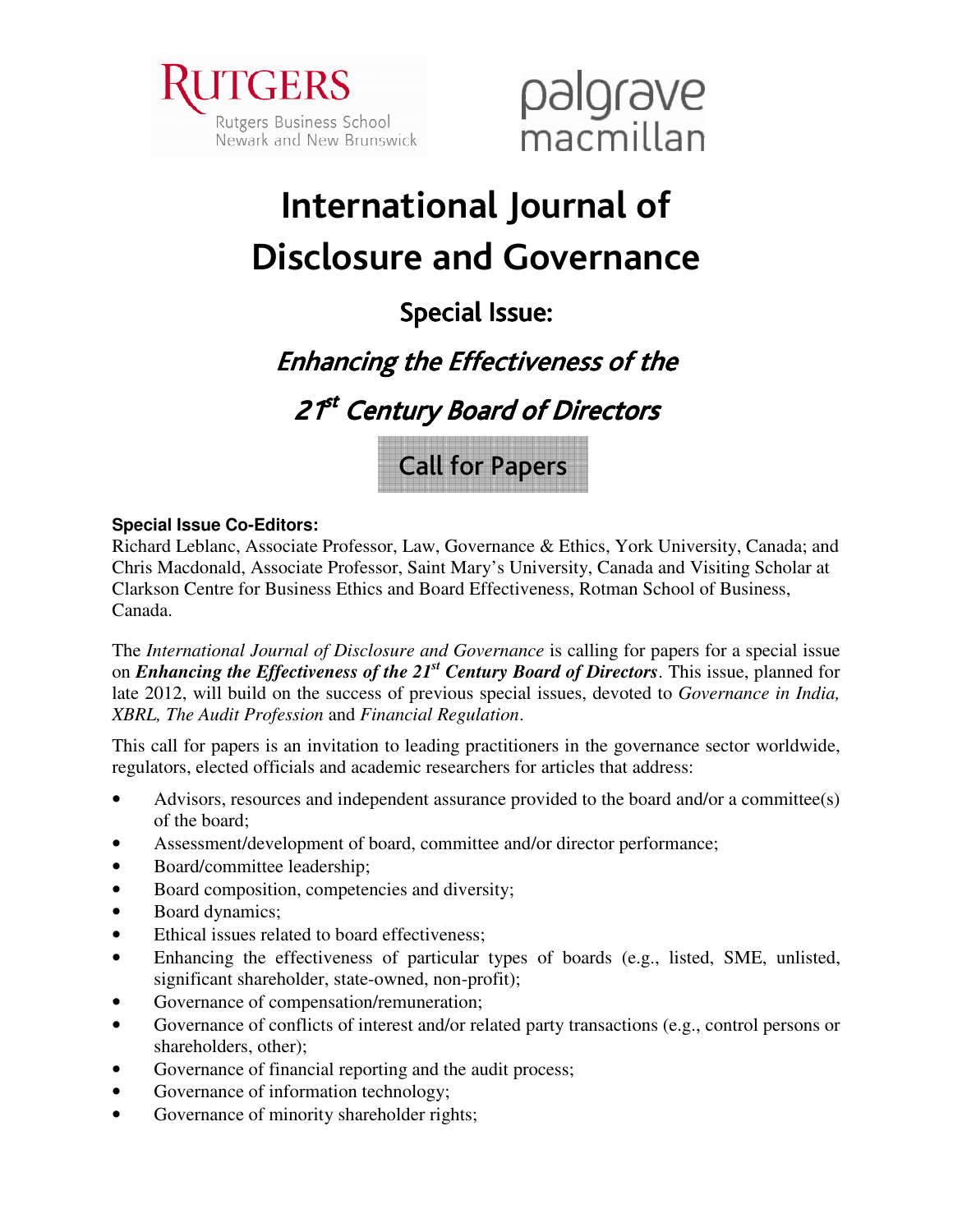RUTGERS
Rutgers Business School
Newark and New Brunswick

palgrave macmillan

# International Journal of Disclosure and Governance

## Special Issue:

## *Enhancing the Effectiveness of the 21st Century Board of Directors*

### Call for Papers

**Special Issue Co-Editors:**
Richard Leblanc, Associate Professor, Law, Governance & Ethics, York University, Canada; and Chris Macdonald, Associate Professor, Saint Mary's University, Canada and Visiting Scholar at Clarkson Centre for Business Ethics and Board Effectiveness, Rotman School of Business, Canada.

The *International Journal of Disclosure and Governance* is calling for papers for a special issue on ***Enhancing the Effectiveness of the 21st Century Board of Directors***. This issue, planned for late 2012, will build on the success of previous special issues, devoted to *Governance in India, XBRL, The Audit Profession* and *Financial Regulation*.

This call for papers is an invitation to leading practitioners in the governance sector worldwide, regulators, elected officials and academic researchers for articles that address:

- Advisors, resources and independent assurance provided to the board and/or a committee(s) of the board;
- Assessment/development of board, committee and/or director performance;
- Board/committee leadership;
- Board composition, competencies and diversity;
- Board dynamics;
- Ethical issues related to board effectiveness;
- Enhancing the effectiveness of particular types of boards (e.g., listed, SME, unlisted, significant shareholder, state-owned, non-profit);
- Governance of compensation/remuneration;
- Governance of conflicts of interest and/or related party transactions (e.g., control persons or shareholders, other);
- Governance of financial reporting and the audit process;
- Governance of information technology;
- Governance of minority shareholder rights;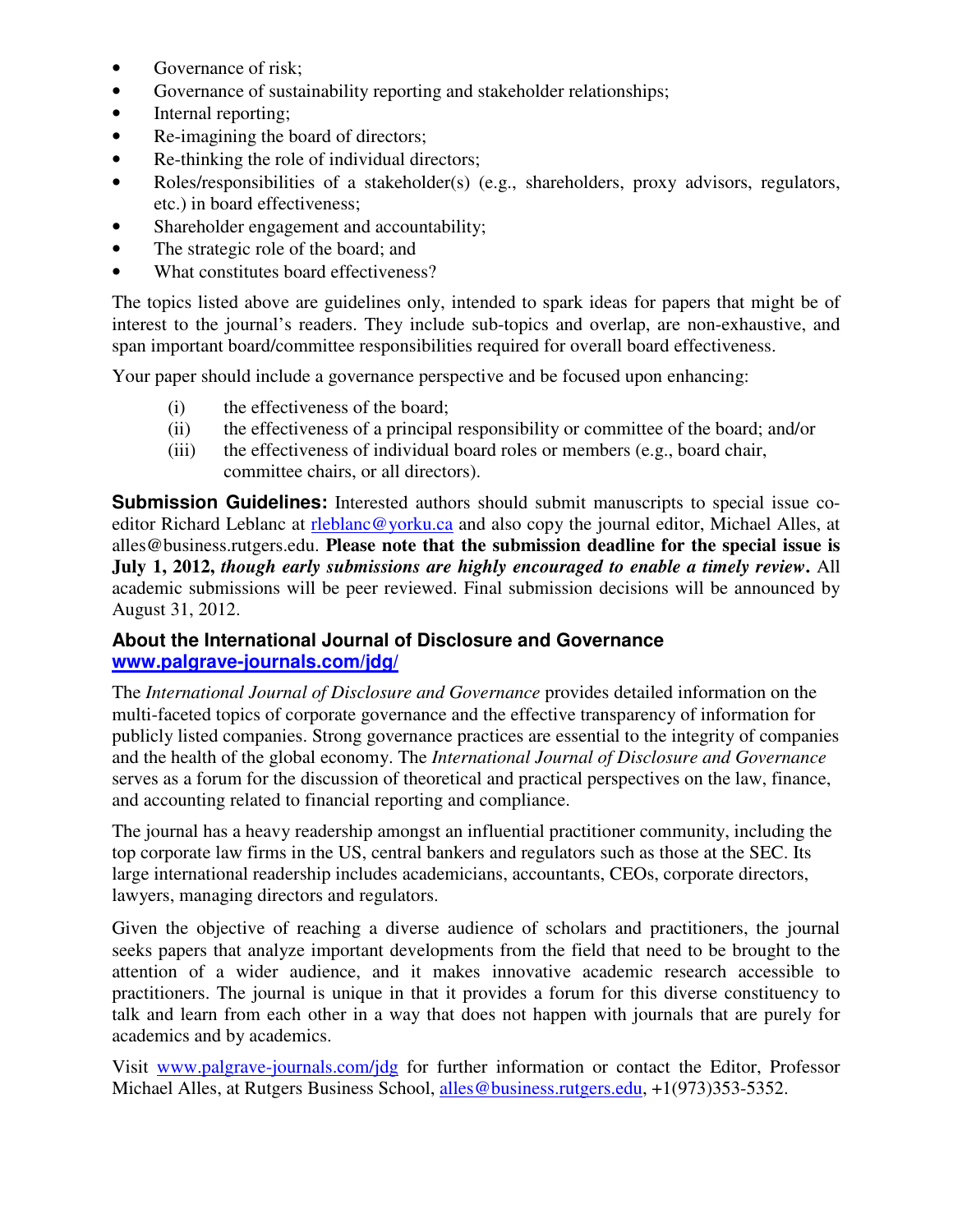- Governance of risk;
- Governance of sustainability reporting and stakeholder relationships;
- Internal reporting;
- Re-imagining the board of directors;
- Re-thinking the role of individual directors;
- Roles/responsibilities of a stakeholder(s) (e.g., shareholders, proxy advisors, regulators, etc.) in board effectiveness;
- Shareholder engagement and accountability;
- The strategic role of the board; and
- What constitutes board effectiveness?

The topics listed above are guidelines only, intended to spark ideas for papers that might be of interest to the journal's readers. They include sub-topics and overlap, are non-exhaustive, and span important board/committee responsibilities required for overall board effectiveness.

Your paper should include a governance perspective and be focused upon enhancing:

(i) the effectiveness of the board;
(ii) the effectiveness of a principal responsibility or committee of the board; and/or
(iii) the effectiveness of individual board roles or members (e.g., board chair, committee chairs, or all directors).

**Submission Guidelines:** Interested authors should submit manuscripts to special issue co-editor Richard Leblanc at rleblanc@yorku.ca and also copy the journal editor, Michael Alles, at alles@business.rutgers.edu. **Please note that the submission deadline for the special issue is July 1, 2012,** ***though early submissions are highly encouraged to enable a timely review*****.** All academic submissions will be peer reviewed. Final submission decisions will be announced by August 31, 2012.

### About the International Journal of Disclosure and Governance
**www.palgrave-journals.com/jdg/**

The *International Journal of Disclosure and Governance* provides detailed information on the multi-faceted topics of corporate governance and the effective transparency of information for publicly listed companies. Strong governance practices are essential to the integrity of companies and the health of the global economy. The *International Journal of Disclosure and Governance* serves as a forum for the discussion of theoretical and practical perspectives on the law, finance, and accounting related to financial reporting and compliance.

The journal has a heavy readership amongst an influential practitioner community, including the top corporate law firms in the US, central bankers and regulators such as those at the SEC. Its large international readership includes academicians, accountants, CEOs, corporate directors, lawyers, managing directors and regulators.

Given the objective of reaching a diverse audience of scholars and practitioners, the journal seeks papers that analyze important developments from the field that need to be brought to the attention of a wider audience, and it makes innovative academic research accessible to practitioners. The journal is unique in that it provides a forum for this diverse constituency to talk and learn from each other in a way that does not happen with journals that are purely for academics and by academics.

Visit www.palgrave-journals.com/jdg for further information or contact the Editor, Professor Michael Alles, at Rutgers Business School, alles@business.rutgers.edu, +1(973)353-5352.